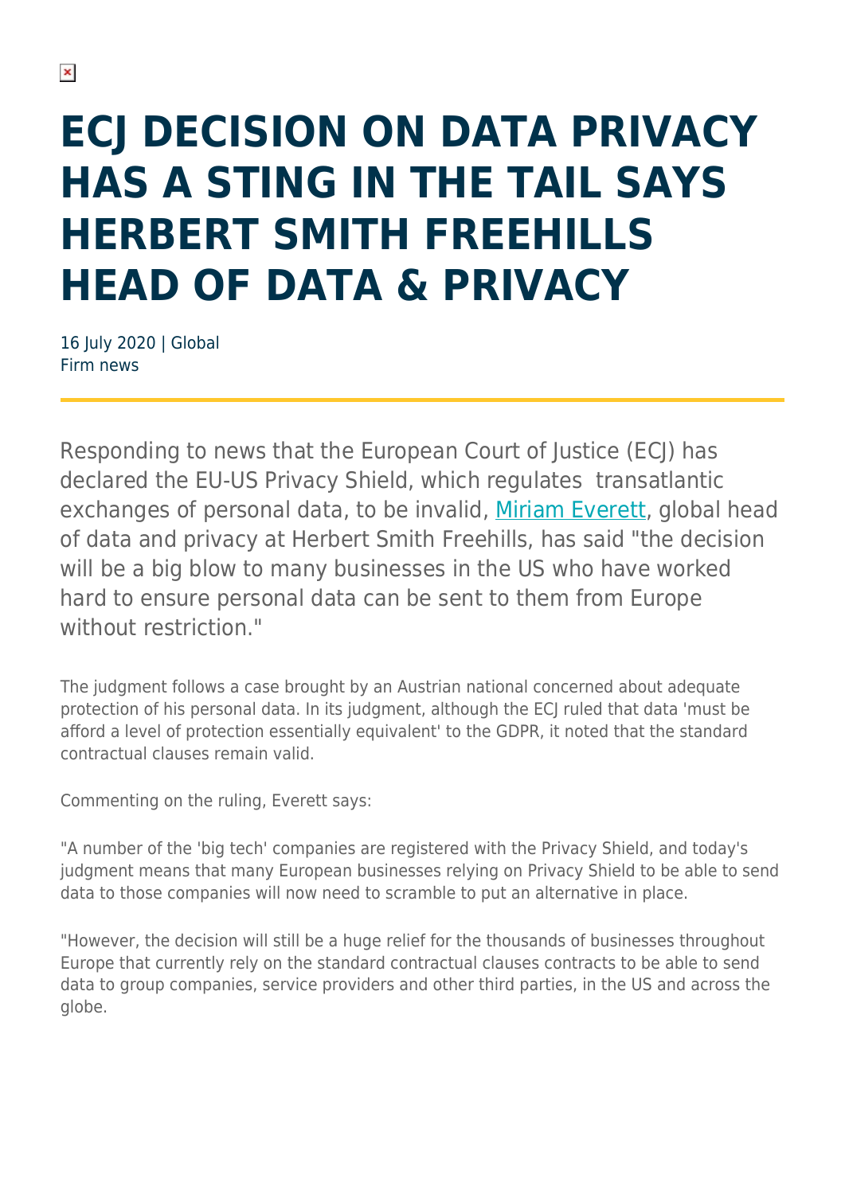# ECJ DECISION ON DATA PRIVACY HAS A STING IN THE TAIL SAYS HERBERT SMITH FREEHILLS HEAD OF DATA & PRIVACY

16 July 2020 | Global
Firm news

Responding to news that the European Court of Justice (ECJ) has declared the EU-US Privacy Shield, which regulates transatlantic exchanges of personal data, to be invalid, [Miriam Everett](), global head of data and privacy at Herbert Smith Freehills, has said "the decision will be a big blow to many businesses in the US who have worked hard to ensure personal data can be sent to them from Europe without restriction."

The judgment follows a case brought by an Austrian national concerned about adequate protection of his personal data. In its judgment, although the ECJ ruled that data 'must be afford a level of protection essentially equivalent' to the GDPR, it noted that the standard contractual clauses remain valid.

Commenting on the ruling, Everett says:

"A number of the 'big tech' companies are registered with the Privacy Shield, and today's judgment means that many European businesses relying on Privacy Shield to be able to send data to those companies will now need to scramble to put an alternative in place.

"However, the decision will still be a huge relief for the thousands of businesses throughout Europe that currently rely on the standard contractual clauses contracts to be able to send data to group companies, service providers and other third parties, in the US and across the globe.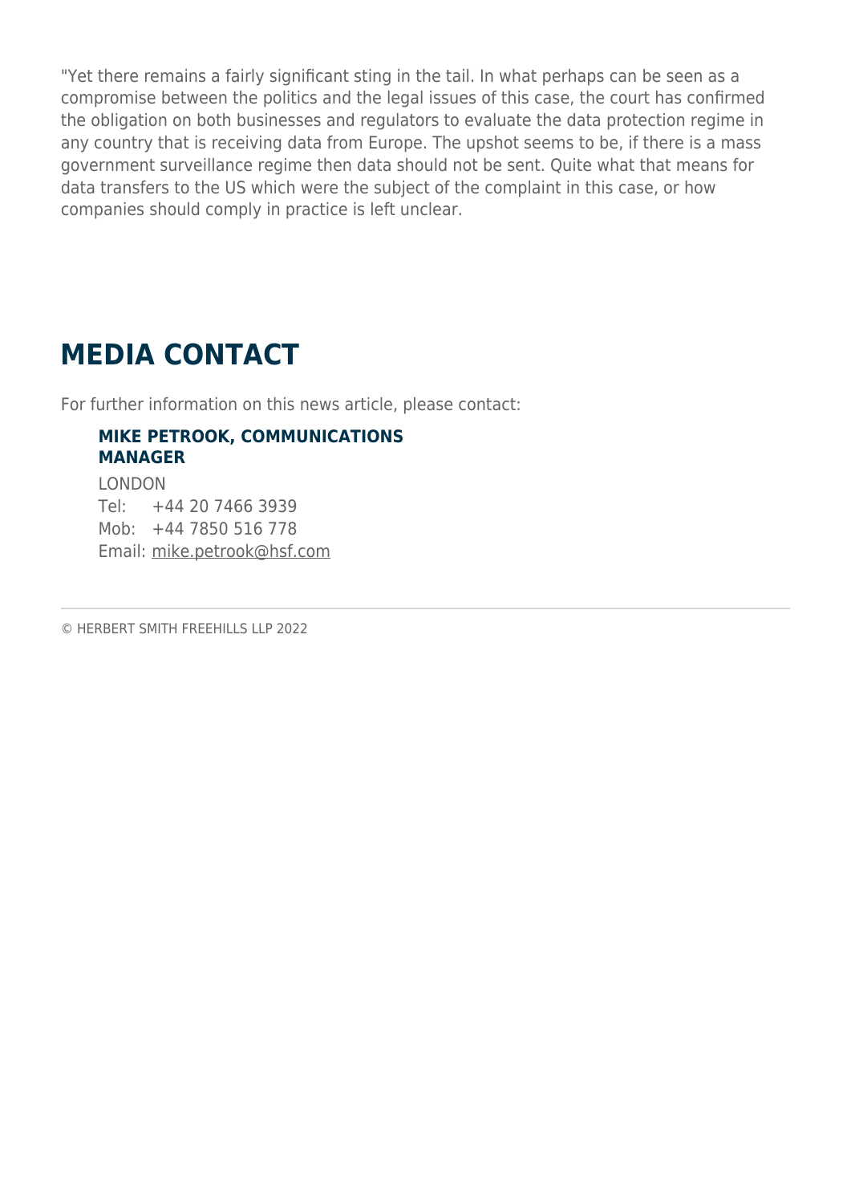"Yet there remains a fairly significant sting in the tail. In what perhaps can be seen as a compromise between the politics and the legal issues of this case, the court has confirmed the obligation on both businesses and regulators to evaluate the data protection regime in any country that is receiving data from Europe. The upshot seems to be, if there is a mass government surveillance regime then data should not be sent. Quite what that means for data transfers to the US which were the subject of the complaint in this case, or how companies should comply in practice is left unclear.

## MEDIA CONTACT

For further information on this news article, please contact:

**MIKE PETROOK, COMMUNICATIONS MANAGER**

LONDON
Tel: +44 20 7466 3939
Mob: +44 7850 516 778
Email: mike.petrook@hsf.com

© HERBERT SMITH FREEHILLS LLP 2022